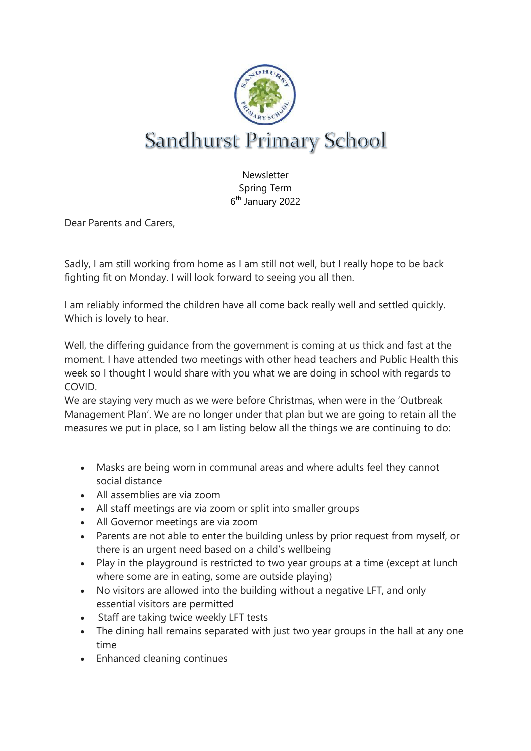# Sandhurst Primary School

Newsletter
Spring Term
6th January 2022

Dear Parents and Carers,

Sadly, I am still working from home as I am still not well, but I really hope to be back fighting fit on Monday. I will look forward to seeing you all then.

I am reliably informed the children have all come back really well and settled quickly. Which is lovely to hear.

Well, the differing guidance from the government is coming at us thick and fast at the moment. I have attended two meetings with other head teachers and Public Health this week so I thought I would share with you what we are doing in school with regards to COVID.
We are staying very much as we were before Christmas, when were in the 'Outbreak Management Plan'. We are no longer under that plan but we are going to retain all the measures we put in place, so I am listing below all the things we are continuing to do:

- Masks are being worn in communal areas and where adults feel they cannot social distance
- All assemblies are via zoom
- All staff meetings are via zoom or split into smaller groups
- All Governor meetings are via zoom
- Parents are not able to enter the building unless by prior request from myself, or there is an urgent need based on a child's wellbeing
- Play in the playground is restricted to two year groups at a time (except at lunch where some are in eating, some are outside playing)
- No visitors are allowed into the building without a negative LFT, and only essential visitors are permitted
- Staff are taking twice weekly LFT tests
- The dining hall remains separated with just two year groups in the hall at any one time
- Enhanced cleaning continues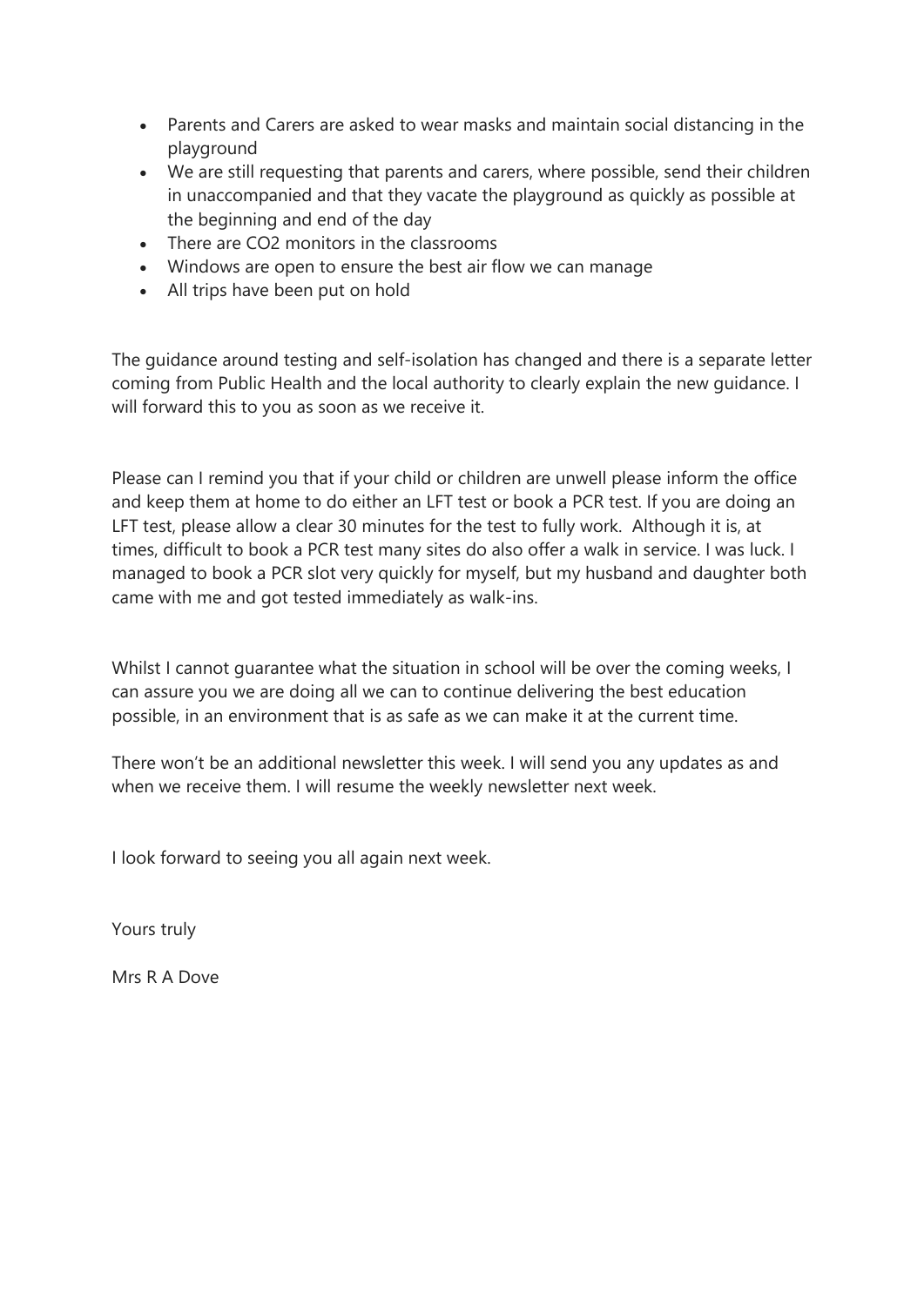- Parents and Carers are asked to wear masks and maintain social distancing in the playground
- We are still requesting that parents and carers, where possible, send their children in unaccompanied and that they vacate the playground as quickly as possible at the beginning and end of the day
- There are $CO_2$ monitors in the classrooms
- Windows are open to ensure the best air flow we can manage
- All trips have been put on hold

The guidance around testing and self-isolation has changed and there is a separate letter coming from Public Health and the local authority to clearly explain the new guidance. I will forward this to you as soon as we receive it.

Please can I remind you that if your child or children are unwell please inform the office and keep them at home to do either an LFT test or book a PCR test. If you are doing an LFT test, please allow a clear 30 minutes for the test to fully work. Although it is, at times, difficult to book a PCR test many sites do also offer a walk in service. I was luck. I managed to book a PCR slot very quickly for myself, but my husband and daughter both came with me and got tested immediately as walk-ins.

Whilst I cannot guarantee what the situation in school will be over the coming weeks, I can assure you we are doing all we can to continue delivering the best education possible, in an environment that is as safe as we can make it at the current time.

There won't be an additional newsletter this week. I will send you any updates as and when we receive them. I will resume the weekly newsletter next week.

I look forward to seeing you all again next week.

Yours truly

Mrs R A Dove